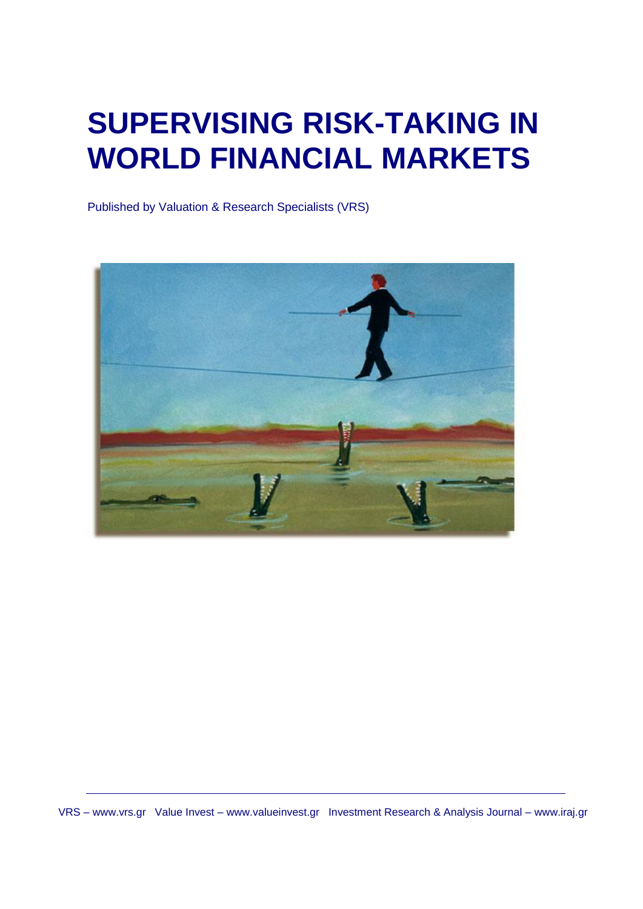# SUPERVISING RISK-TAKING IN WORLD FINANCIAL MARKETS

Published by Valuation & Research Specialists (VRS)

VRS – www.vrs.gr Value Invest – www.valueinvest.gr Investment Research & Analysis Journal – www.iraj.gr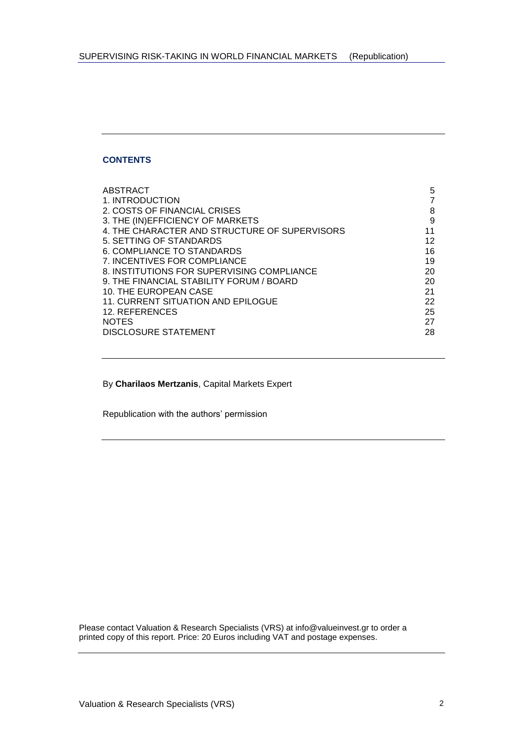## CONTENTS

| | |
|---|---|
| ABSTRACT | 5 |
| 1. INTRODUCTION | 7 |
| 2. COSTS OF FINANCIAL CRISES | 8 |
| 3. THE (IN)EFFICIENCY OF MARKETS | 9 |
| 4. THE CHARACTER AND STRUCTURE OF SUPERVISORS | 11 |
| 5. SETTING OF STANDARDS | 12 |
| 6. COMPLIANCE TO STANDARDS | 16 |
| 7. INCENTIVES FOR COMPLIANCE | 19 |
| 8. INSTITUTIONS FOR SUPERVISING COMPLIANCE | 20 |
| 9. THE FINANCIAL STABILITY FORUM / BOARD | 20 |
| 10. THE EUROPEAN CASE | 21 |
| 11. CURRENT SITUATION AND EPILOGUE | 22 |
| 12. REFERENCES | 25 |
| NOTES | 27 |
| DISCLOSURE STATEMENT | 28 |

By **Charilaos Mertzanis**, Capital Markets Expert

Republication with the authors' permission

Please contact Valuation & Research Specialists (VRS) at info@valueinvest.gr to order a printed copy of this report. Price: 20 Euros including VAT and postage expenses.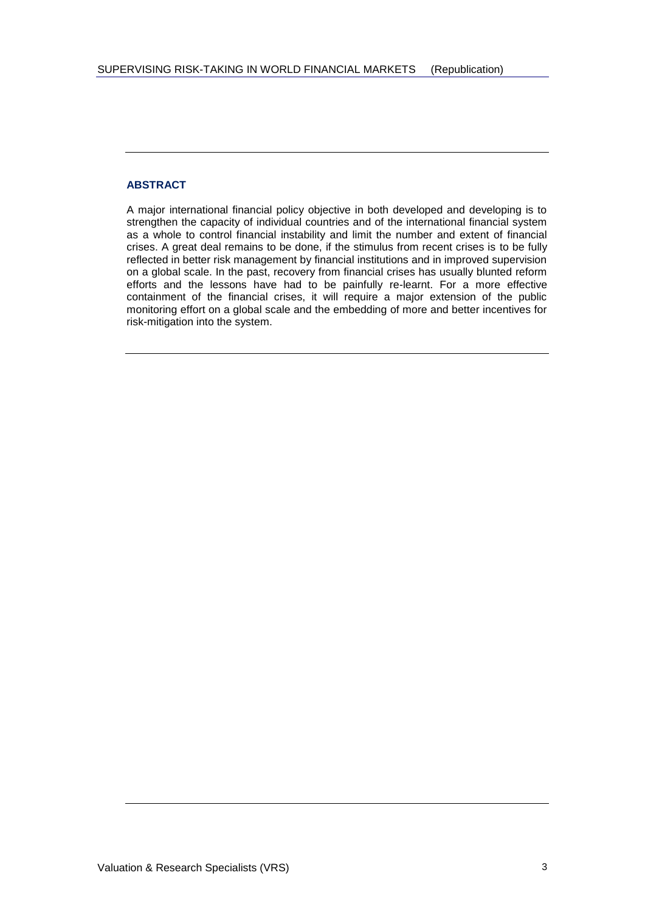## ABSTRACT

A major international financial policy objective in both developed and developing is to strengthen the capacity of individual countries and of the international financial system as a whole to control financial instability and limit the number and extent of financial crises. A great deal remains to be done, if the stimulus from recent crises is to be fully reflected in better risk management by financial institutions and in improved supervision on a global scale. In the past, recovery from financial crises has usually blunted reform efforts and the lessons have had to be painfully re-learnt. For a more effective containment of the financial crises, it will require a major extension of the public monitoring effort on a global scale and the embedding of more and better incentives for risk-mitigation into the system.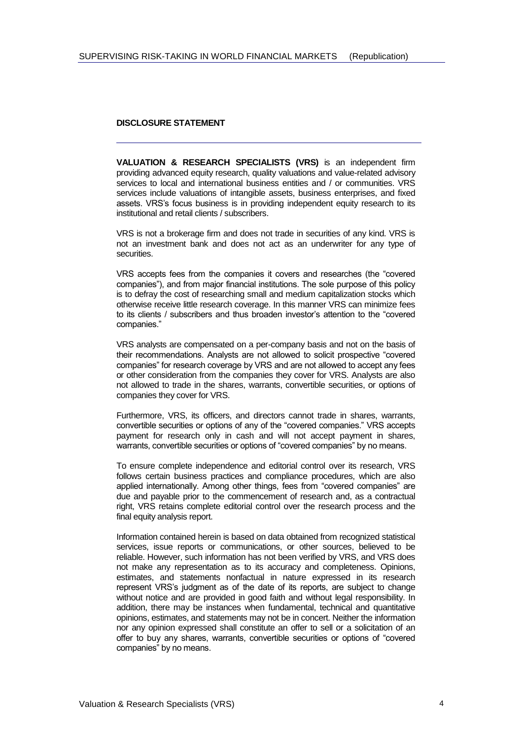## DISCLOSURE STATEMENT

**VALUATION & RESEARCH SPECIALISTS (VRS)** is an independent firm providing advanced equity research, quality valuations and value-related advisory services to local and international business entities and / or communities. VRS services include valuations of intangible assets, business enterprises, and fixed assets. VRS's focus business is in providing independent equity research to its institutional and retail clients / subscribers.

VRS is not a brokerage firm and does not trade in securities of any kind. VRS is not an investment bank and does not act as an underwriter for any type of securities.

VRS accepts fees from the companies it covers and researches (the "covered companies"), and from major financial institutions. The sole purpose of this policy is to defray the cost of researching small and medium capitalization stocks which otherwise receive little research coverage. In this manner VRS can minimize fees to its clients / subscribers and thus broaden investor's attention to the "covered companies."

VRS analysts are compensated on a per-company basis and not on the basis of their recommendations. Analysts are not allowed to solicit prospective "covered companies" for research coverage by VRS and are not allowed to accept any fees or other consideration from the companies they cover for VRS. Analysts are also not allowed to trade in the shares, warrants, convertible securities, or options of companies they cover for VRS.

Furthermore, VRS, its officers, and directors cannot trade in shares, warrants, convertible securities or options of any of the "covered companies." VRS accepts payment for research only in cash and will not accept payment in shares, warrants, convertible securities or options of "covered companies" by no means.

To ensure complete independence and editorial control over its research, VRS follows certain business practices and compliance procedures, which are also applied internationally. Among other things, fees from "covered companies" are due and payable prior to the commencement of research and, as a contractual right, VRS retains complete editorial control over the research process and the final equity analysis report.

Information contained herein is based on data obtained from recognized statistical services, issue reports or communications, or other sources, believed to be reliable. However, such information has not been verified by VRS, and VRS does not make any representation as to its accuracy and completeness. Opinions, estimates, and statements nonfactual in nature expressed in its research represent VRS's judgment as of the date of its reports, are subject to change without notice and are provided in good faith and without legal responsibility. In addition, there may be instances when fundamental, technical and quantitative opinions, estimates, and statements may not be in concert. Neither the information nor any opinion expressed shall constitute an offer to sell or a solicitation of an offer to buy any shares, warrants, convertible securities or options of "covered companies" by no means.